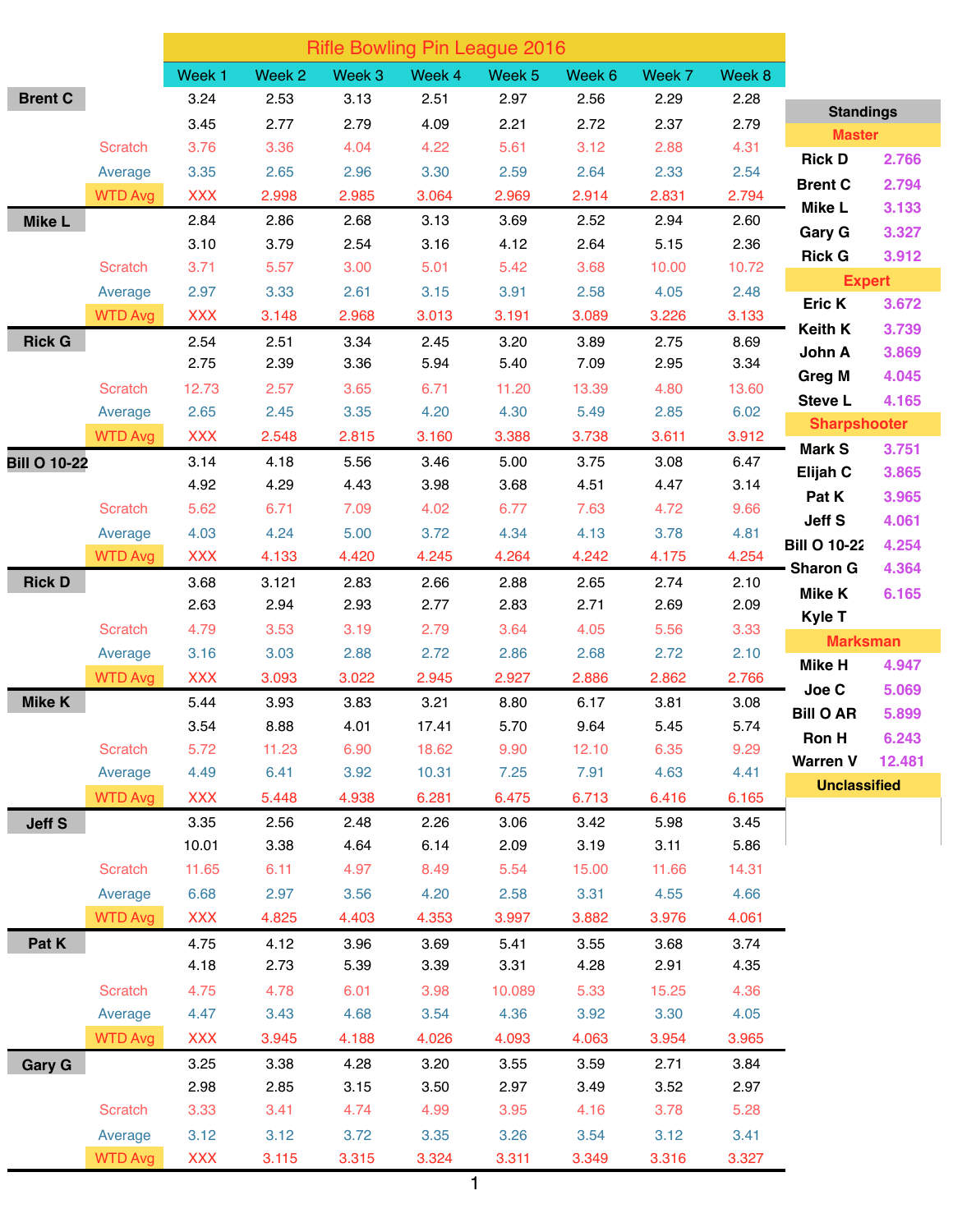# Rifle Bowling Pin League 2016

| Shooter | | Week 1 | Week 2 | Week 3 | Week 4 | Week 5 | Week 6 | Week 7 | Week 8 |
|---|---|---|---|---|---|---|---|---|---|
| Brent C | | 3.24 | 2.53 | 3.13 | 2.51 | 2.97 | 2.56 | 2.29 | 2.28 |
| | | 3.45 | 2.77 | 2.79 | 4.09 | 2.21 | 2.72 | 2.37 | 2.79 |
| | Scratch | 3.76 | 3.36 | 4.04 | 4.22 | 5.61 | 3.12 | 2.88 | 4.31 |
| | Average | 3.35 | 2.65 | 2.96 | 3.30 | 2.59 | 2.64 | 2.33 | 2.54 |
| | WTD Avg | XXX | 2.998 | 2.985 | 3.064 | 2.969 | 2.914 | 2.831 | 2.794 |
| Mike L | | 2.84 | 2.86 | 2.68 | 3.13 | 3.69 | 2.52 | 2.94 | 2.60 |
| | | 3.10 | 3.79 | 2.54 | 3.16 | 4.12 | 2.64 | 5.15 | 2.36 |
| | Scratch | 3.71 | 5.57 | 3.00 | 5.01 | 5.42 | 3.68 | 10.00 | 10.72 |
| | Average | 2.97 | 3.33 | 2.61 | 3.15 | 3.91 | 2.58 | 4.05 | 2.48 |
| | WTD Avg | XXX | 3.148 | 2.968 | 3.013 | 3.191 | 3.089 | 3.226 | 3.133 |
| Rick G | | 2.54 | 2.51 | 3.34 | 2.45 | 3.20 | 3.89 | 2.75 | 8.69 |
| | | 2.75 | 2.39 | 3.36 | 5.94 | 5.40 | 7.09 | 2.95 | 3.34 |
| | Scratch | 12.73 | 2.57 | 3.65 | 6.71 | 11.20 | 13.39 | 4.80 | 13.60 |
| | Average | 2.65 | 2.45 | 3.35 | 4.20 | 4.30 | 5.49 | 2.85 | 6.02 |
| | WTD Avg | XXX | 2.548 | 2.815 | 3.160 | 3.388 | 3.738 | 3.611 | 3.912 |
| Bill O 10-22 | | 3.14 | 4.18 | 5.56 | 3.46 | 5.00 | 3.75 | 3.08 | 6.47 |
| | | 4.92 | 4.29 | 4.43 | 3.98 | 3.68 | 4.51 | 4.47 | 3.14 |
| | Scratch | 5.62 | 6.71 | 7.09 | 4.02 | 6.77 | 7.63 | 4.72 | 9.66 |
| | Average | 4.03 | 4.24 | 5.00 | 3.72 | 4.34 | 4.13 | 3.78 | 4.81 |
| | WTD Avg | XXX | 4.133 | 4.420 | 4.245 | 4.264 | 4.242 | 4.175 | 4.254 |
| Rick D | | 3.68 | 3.121 | 2.83 | 2.66 | 2.88 | 2.65 | 2.74 | 2.10 |
| | | 2.63 | 2.94 | 2.93 | 2.77 | 2.83 | 2.71 | 2.69 | 2.09 |
| | Scratch | 4.79 | 3.53 | 3.19 | 2.79 | 3.64 | 4.05 | 5.56 | 3.33 |
| | Average | 3.16 | 3.03 | 2.88 | 2.72 | 2.86 | 2.68 | 2.72 | 2.10 |
| | WTD Avg | XXX | 3.093 | 3.022 | 2.945 | 2.927 | 2.886 | 2.862 | 2.766 |
| Mike K | | 5.44 | 3.93 | 3.83 | 3.21 | 8.80 | 6.17 | 3.81 | 3.08 |
| | | 3.54 | 8.88 | 4.01 | 17.41 | 5.70 | 9.64 | 5.45 | 5.74 |
| | Scratch | 5.72 | 11.23 | 6.90 | 18.62 | 9.90 | 12.10 | 6.35 | 9.29 |
| | Average | 4.49 | 6.41 | 3.92 | 10.31 | 7.25 | 7.91 | 4.63 | 4.41 |
| | WTD Avg | XXX | 5.448 | 4.938 | 6.281 | 6.475 | 6.713 | 6.416 | 6.165 |
| Jeff S | | 3.35 | 2.56 | 2.48 | 2.26 | 3.06 | 3.42 | 5.98 | 3.45 |
| | | 10.01 | 3.38 | 4.64 | 6.14 | 2.09 | 3.19 | 3.11 | 5.86 |
| | Scratch | 11.65 | 6.11 | 4.97 | 8.49 | 5.54 | 15.00 | 11.66 | 14.31 |
| | Average | 6.68 | 2.97 | 3.56 | 4.20 | 2.58 | 3.31 | 4.55 | 4.66 |
| | WTD Avg | XXX | 4.825 | 4.403 | 4.353 | 3.997 | 3.882 | 3.976 | 4.061 |
| Pat K | | 4.75 | 4.12 | 3.96 | 3.69 | 5.41 | 3.55 | 3.68 | 3.74 |
| | | 4.18 | 2.73 | 5.39 | 3.39 | 3.31 | 4.28 | 2.91 | 4.35 |
| | Scratch | 4.75 | 4.78 | 6.01 | 3.98 | 10.089 | 5.33 | 15.25 | 4.36 |
| | Average | 4.47 | 3.43 | 4.68 | 3.54 | 4.36 | 3.92 | 3.30 | 4.05 |
| | WTD Avg | XXX | 3.945 | 4.188 | 4.026 | 4.093 | 4.063 | 3.954 | 3.965 |
| Gary G | | 3.25 | 3.38 | 4.28 | 3.20 | 3.55 | 3.59 | 2.71 | 3.84 |
| | | 2.98 | 2.85 | 3.15 | 3.50 | 2.97 | 3.49 | 3.52 | 2.97 |
| | Scratch | 3.33 | 3.41 | 4.74 | 4.99 | 3.95 | 4.16 | 3.78 | 5.28 |
| | Average | 3.12 | 3.12 | 3.72 | 3.35 | 3.26 | 3.54 | 3.12 | 3.41 |
| | WTD Avg | XXX | 3.115 | 3.315 | 3.324 | 3.311 | 3.349 | 3.316 | 3.327 |

## Standings

| Standings | |
|---|---|
| **Master** | |
| Rick D | 2.766 |
| Brent C | 2.794 |
| Mike L | 3.133 |
| Gary G | 3.327 |
| Rick G | 3.912 |
| **Expert** | |
| Eric K | 3.672 |
| Keith K | 3.739 |
| John A | 3.869 |
| Greg M | 4.045 |
| Steve L | 4.165 |
| **Sharpshooter** | |
| Mark S | 3.751 |
| Elijah C | 3.865 |
| Pat K | 3.965 |
| Jeff S | 4.061 |
| Bill O 10-22 | 4.254 |
| Sharon G | 4.364 |
| Mike K | 6.165 |
| Kyle T | |
| **Marksman** | |
| Mike H | 4.947 |
| Joe C | 5.069 |
| Bill O AR | 5.899 |
| Ron H | 6.243 |
| Warren V | 12.481 |
| **Unclassified** | |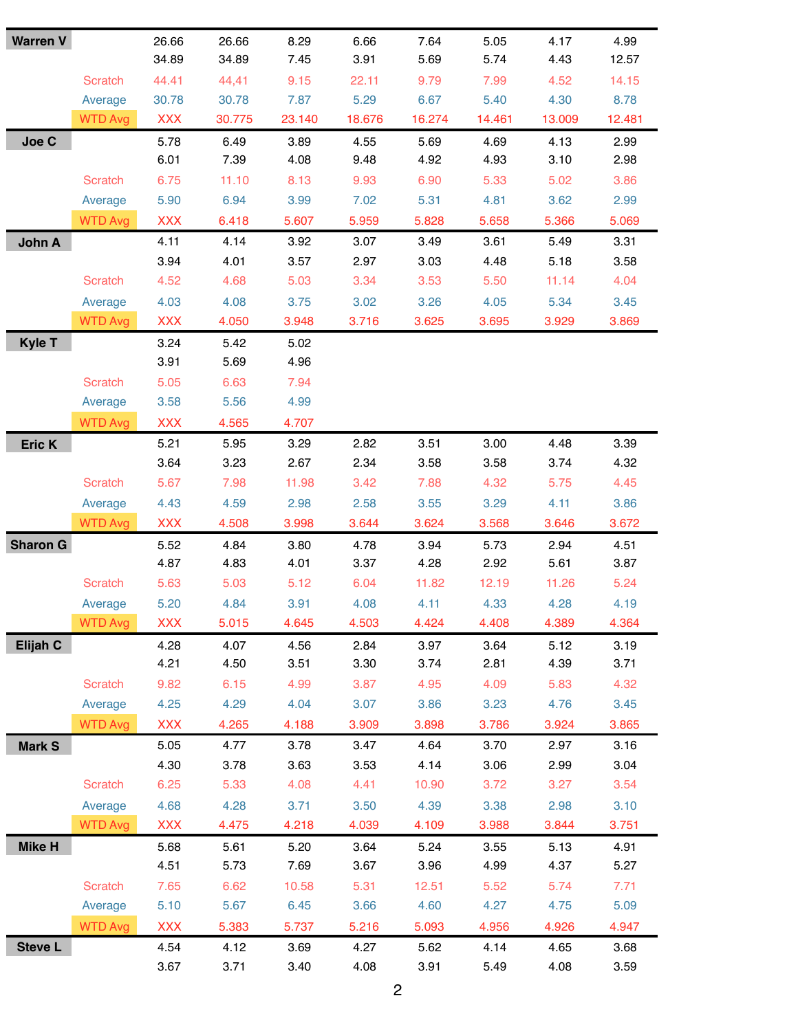| Name | | | | | | | | | |
|---|---|---|---|---|---|---|---|---|---|
| **Warren V** | | 26.66 | 26.66 | 8.29 | 6.66 | 7.64 | 5.05 | 4.17 | 4.99 |
| | | 34.89 | 34.89 | 7.45 | 3.91 | 5.69 | 5.74 | 4.43 | 12.57 |
| | Scratch | 44.41 | 44,41 | 9.15 | 22.11 | 9.79 | 7.99 | 4.52 | 14.15 |
| | Average | 30.78 | 30.78 | 7.87 | 5.29 | 6.67 | 5.40 | 4.30 | 8.78 |
| | WTD Avg | XXX | 30.775 | 23.140 | 18.676 | 16.274 | 14.461 | 13.009 | 12.481 |
| **Joe C** | | 5.78 | 6.49 | 3.89 | 4.55 | 5.69 | 4.69 | 4.13 | 2.99 |
| | | 6.01 | 7.39 | 4.08 | 9.48 | 4.92 | 4.93 | 3.10 | 2.98 |
| | Scratch | 6.75 | 11.10 | 8.13 | 9.93 | 6.90 | 5.33 | 5.02 | 3.86 |
| | Average | 5.90 | 6.94 | 3.99 | 7.02 | 5.31 | 4.81 | 3.62 | 2.99 |
| | WTD Avg | XXX | 6.418 | 5.607 | 5.959 | 5.828 | 5.658 | 5.366 | 5.069 |
| **John A** | | 4.11 | 4.14 | 3.92 | 3.07 | 3.49 | 3.61 | 5.49 | 3.31 |
| | | 3.94 | 4.01 | 3.57 | 2.97 | 3.03 | 4.48 | 5.18 | 3.58 |
| | Scratch | 4.52 | 4.68 | 5.03 | 3.34 | 3.53 | 5.50 | 11.14 | 4.04 |
| | Average | 4.03 | 4.08 | 3.75 | 3.02 | 3.26 | 4.05 | 5.34 | 3.45 |
| | WTD Avg | XXX | 4.050 | 3.948 | 3.716 | 3.625 | 3.695 | 3.929 | 3.869 |
| **Kyle T** | | 3.24 | 5.42 | 5.02 | | | | | |
| | | 3.91 | 5.69 | 4.96 | | | | | |
| | Scratch | 5.05 | 6.63 | 7.94 | | | | | |
| | Average | 3.58 | 5.56 | 4.99 | | | | | |
| | WTD Avg | XXX | 4.565 | 4.707 | | | | | |
| **Eric K** | | 5.21 | 5.95 | 3.29 | 2.82 | 3.51 | 3.00 | 4.48 | 3.39 |
| | | 3.64 | 3.23 | 2.67 | 2.34 | 3.58 | 3.58 | 3.74 | 4.32 |
| | Scratch | 5.67 | 7.98 | 11.98 | 3.42 | 7.88 | 4.32 | 5.75 | 4.45 |
| | Average | 4.43 | 4.59 | 2.98 | 2.58 | 3.55 | 3.29 | 4.11 | 3.86 |
| | WTD Avg | XXX | 4.508 | 3.998 | 3.644 | 3.624 | 3.568 | 3.646 | 3.672 |
| **Sharon G** | | 5.52 | 4.84 | 3.80 | 4.78 | 3.94 | 5.73 | 2.94 | 4.51 |
| | | 4.87 | 4.83 | 4.01 | 3.37 | 4.28 | 2.92 | 5.61 | 3.87 |
| | Scratch | 5.63 | 5.03 | 5.12 | 6.04 | 11.82 | 12.19 | 11.26 | 5.24 |
| | Average | 5.20 | 4.84 | 3.91 | 4.08 | 4.11 | 4.33 | 4.28 | 4.19 |
| | WTD Avg | XXX | 5.015 | 4.645 | 4.503 | 4.424 | 4.408 | 4.389 | 4.364 |
| **Elijah C** | | 4.28 | 4.07 | 4.56 | 2.84 | 3.97 | 3.64 | 5.12 | 3.19 |
| | | 4.21 | 4.50 | 3.51 | 3.30 | 3.74 | 2.81 | 4.39 | 3.71 |
| | Scratch | 9.82 | 6.15 | 4.99 | 3.87 | 4.95 | 4.09 | 5.83 | 4.32 |
| | Average | 4.25 | 4.29 | 4.04 | 3.07 | 3.86 | 3.23 | 4.76 | 3.45 |
| | WTD Avg | XXX | 4.265 | 4.188 | 3.909 | 3.898 | 3.786 | 3.924 | 3.865 |
| **Mark S** | | 5.05 | 4.77 | 3.78 | 3.47 | 4.64 | 3.70 | 2.97 | 3.16 |
| | | 4.30 | 3.78 | 3.63 | 3.53 | 4.14 | 3.06 | 2.99 | 3.04 |
| | Scratch | 6.25 | 5.33 | 4.08 | 4.41 | 10.90 | 3.72 | 3.27 | 3.54 |
| | Average | 4.68 | 4.28 | 3.71 | 3.50 | 4.39 | 3.38 | 2.98 | 3.10 |
| | WTD Avg | XXX | 4.475 | 4.218 | 4.039 | 4.109 | 3.988 | 3.844 | 3.751 |
| **Mike H** | | 5.68 | 5.61 | 5.20 | 3.64 | 5.24 | 3.55 | 5.13 | 4.91 |
| | | 4.51 | 5.73 | 7.69 | 3.67 | 3.96 | 4.99 | 4.37 | 5.27 |
| | Scratch | 7.65 | 6.62 | 10.58 | 5.31 | 12.51 | 5.52 | 5.74 | 7.71 |
| | Average | 5.10 | 5.67 | 6.45 | 3.66 | 4.60 | 4.27 | 4.75 | 5.09 |
| | WTD Avg | XXX | 5.383 | 5.737 | 5.216 | 5.093 | 4.956 | 4.926 | 4.947 |
| **Steve L** | | 4.54 | 4.12 | 3.69 | 4.27 | 5.62 | 4.14 | 4.65 | 3.68 |
| | | 3.67 | 3.71 | 3.40 | 4.08 | 3.91 | 5.49 | 4.08 | 3.59 |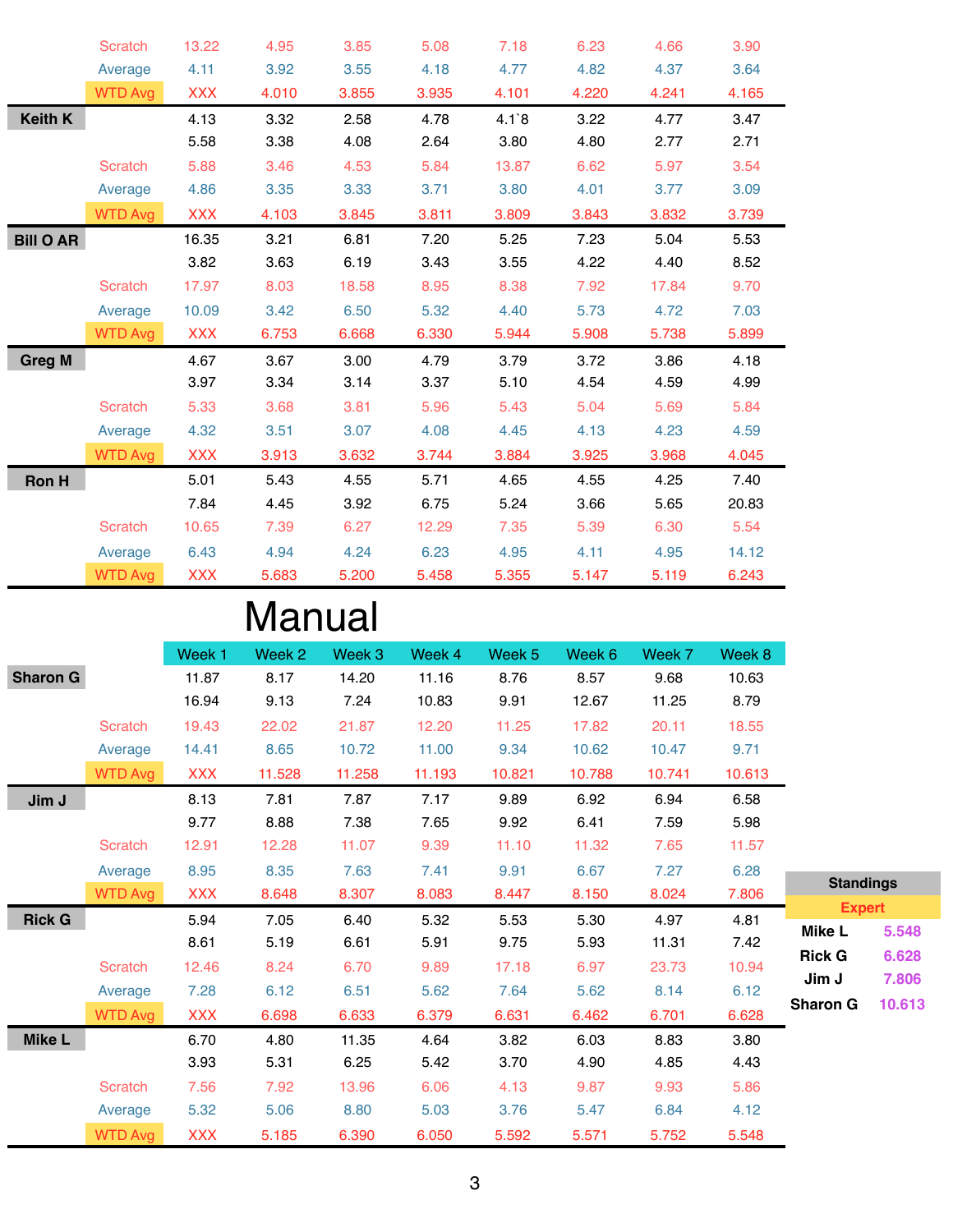| | | | | | | | | | |
|---|---|---|---|---|---|---|---|---|---|
| | Scratch | 13.22 | 4.95 | 3.85 | 5.08 | 7.18 | 6.23 | 4.66 | 3.90 |
| | Average | 4.11 | 3.92 | 3.55 | 4.18 | 4.77 | 4.82 | 4.37 | 3.64 |
| | WTD Avg | XXX | 4.010 | 3.855 | 3.935 | 4.101 | 4.220 | 4.241 | 4.165 |
| **Keith K** | | 4.13 | 3.32 | 2.58 | 4.78 | 4.1`8 | 3.22 | 4.77 | 3.47 |
| | | 5.58 | 3.38 | 4.08 | 2.64 | 3.80 | 4.80 | 2.77 | 2.71 |
| | Scratch | 5.88 | 3.46 | 4.53 | 5.84 | 13.87 | 6.62 | 5.97 | 3.54 |
| | Average | 4.86 | 3.35 | 3.33 | 3.71 | 3.80 | 4.01 | 3.77 | 3.09 |
| | WTD Avg | XXX | 4.103 | 3.845 | 3.811 | 3.809 | 3.843 | 3.832 | 3.739 |
| **Bill O AR** | | 16.35 | 3.21 | 6.81 | 7.20 | 5.25 | 7.23 | 5.04 | 5.53 |
| | | 3.82 | 3.63 | 6.19 | 3.43 | 3.55 | 4.22 | 4.40 | 8.52 |
| | Scratch | 17.97 | 8.03 | 18.58 | 8.95 | 8.38 | 7.92 | 17.84 | 9.70 |
| | Average | 10.09 | 3.42 | 6.50 | 5.32 | 4.40 | 5.73 | 4.72 | 7.03 |
| | WTD Avg | XXX | 6.753 | 6.668 | 6.330 | 5.944 | 5.908 | 5.738 | 5.899 |
| **Greg M** | | 4.67 | 3.67 | 3.00 | 4.79 | 3.79 | 3.72 | 3.86 | 4.18 |
| | | 3.97 | 3.34 | 3.14 | 3.37 | 5.10 | 4.54 | 4.59 | 4.99 |
| | Scratch | 5.33 | 3.68 | 3.81 | 5.96 | 5.43 | 5.04 | 5.69 | 5.84 |
| | Average | 4.32 | 3.51 | 3.07 | 4.08 | 4.45 | 4.13 | 4.23 | 4.59 |
| | WTD Avg | XXX | 3.913 | 3.632 | 3.744 | 3.884 | 3.925 | 3.968 | 4.045 |
| **Ron H** | | 5.01 | 5.43 | 4.55 | 5.71 | 4.65 | 4.55 | 4.25 | 7.40 |
| | | 7.84 | 4.45 | 3.92 | 6.75 | 5.24 | 3.66 | 5.65 | 20.83 |
| | Scratch | 10.65 | 7.39 | 6.27 | 12.29 | 7.35 | 5.39 | 6.30 | 5.54 |
| | Average | 6.43 | 4.94 | 4.24 | 6.23 | 4.95 | 4.11 | 4.95 | 14.12 |
| | WTD Avg | XXX | 5.683 | 5.200 | 5.458 | 5.355 | 5.147 | 5.119 | 6.243 |

# Manual

| | | Week 1 | Week 2 | Week 3 | Week 4 | Week 5 | Week 6 | Week 7 | Week 8 |
|---|---|---|---|---|---|---|---|---|---|
| **Sharon G** | | 11.87 | 8.17 | 14.20 | 11.16 | 8.76 | 8.57 | 9.68 | 10.63 |
| | | 16.94 | 9.13 | 7.24 | 10.83 | 9.91 | 12.67 | 11.25 | 8.79 |
| | Scratch | 19.43 | 22.02 | 21.87 | 12.20 | 11.25 | 17.82 | 20.11 | 18.55 |
| | Average | 14.41 | 8.65 | 10.72 | 11.00 | 9.34 | 10.62 | 10.47 | 9.71 |
| | WTD Avg | XXX | 11.528 | 11.258 | 11.193 | 10.821 | 10.788 | 10.741 | 10.613 |
| **Jim J** | | 8.13 | 7.81 | 7.87 | 7.17 | 9.89 | 6.92 | 6.94 | 6.58 |
| | | 9.77 | 8.88 | 7.38 | 7.65 | 9.92 | 6.41 | 7.59 | 5.98 |
| | Scratch | 12.91 | 12.28 | 11.07 | 9.39 | 11.10 | 11.32 | 7.65 | 11.57 |
| | Average | 8.95 | 8.35 | 7.63 | 7.41 | 9.91 | 6.67 | 7.27 | 6.28 |
| | WTD Avg | XXX | 8.648 | 8.307 | 8.083 | 8.447 | 8.150 | 8.024 | 7.806 |
| **Rick G** | | 5.94 | 7.05 | 6.40 | 5.32 | 5.53 | 5.30 | 4.97 | 4.81 |
| | | 8.61 | 5.19 | 6.61 | 5.91 | 9.75 | 5.93 | 11.31 | 7.42 |
| | Scratch | 12.46 | 8.24 | 6.70 | 9.89 | 17.18 | 6.97 | 23.73 | 10.94 |
| | Average | 7.28 | 6.12 | 6.51 | 5.62 | 7.64 | 5.62 | 8.14 | 6.12 |
| | WTD Avg | XXX | 6.698 | 6.633 | 6.379 | 6.631 | 6.462 | 6.701 | 6.628 |
| **Mike L** | | 6.70 | 4.80 | 11.35 | 4.64 | 3.82 | 6.03 | 8.83 | 3.80 |
| | | 3.93 | 5.31 | 6.25 | 5.42 | 3.70 | 4.90 | 4.85 | 4.43 |
| | Scratch | 7.56 | 7.92 | 13.96 | 6.06 | 4.13 | 9.87 | 9.93 | 5.86 |
| | Average | 5.32 | 5.06 | 8.80 | 5.03 | 3.76 | 5.47 | 6.84 | 4.12 |
| | WTD Avg | XXX | 5.185 | 6.390 | 6.050 | 5.592 | 5.571 | 5.752 | 5.548 |

| Standings | |
|---|---|
| **Expert** | |
| Mike L | 5.548 |
| Rick G | 6.628 |
| Jim J | 7.806 |
| Sharon G | 10.613 |